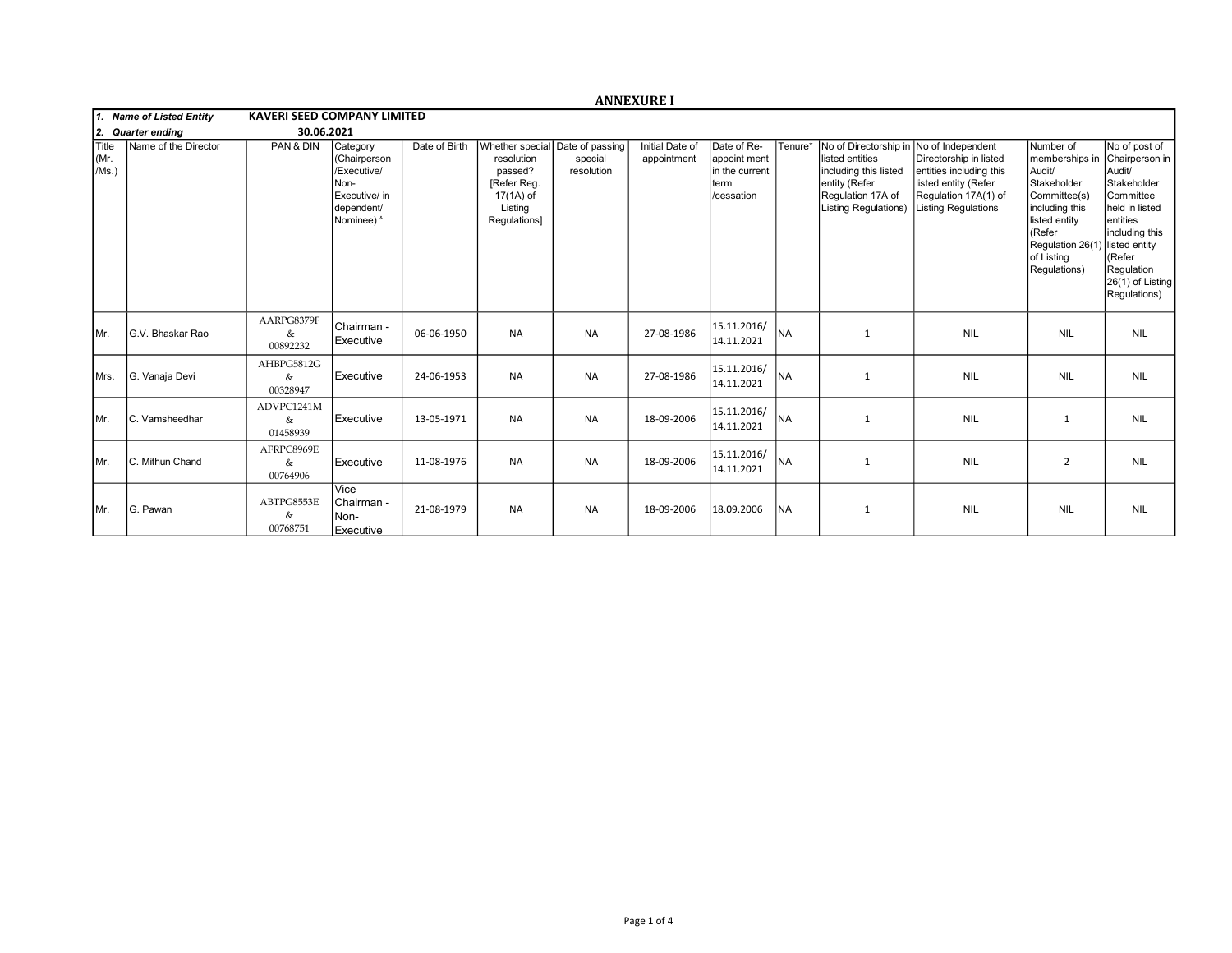# ANNEXURE I

| 1. Name of Listed Entity | KAVERI SEED COMPANY LIMITED | | | | | | | | | | | | |
|---|---|---|---|---|---|---|---|---|---|---|---|---|---|
| 2. Quarter ending | 30.06.2021 | | | | | | | | | | | | |
| Title (Mr. /Ms.) | Name of the Director | PAN & DIN | Category (Chairperson /Executive/ Non-Executive/ in dependent/ Nominee) & | Date of Birth | Whether special resolution passed? [Refer Reg. 17(1A) of Listing Regulations] | Date of passing special resolution | Initial Date of appointment | Date of Re-appoint ment in the current term /cessation | Tenure* | No of Directorship in listed entities including this listed entity (Refer Regulation 17A of Listing Regulations) | No of Independent Directorship in listed entities including this listed entity (Refer Regulation 17A(1) of Listing Regulations | Number of memberships in Audit/ Stakeholder Committee(s) including this listed entity (Refer Regulation 26(1) of Listing Regulations) | No of post of Chairperson in Audit/ Stakeholder Committee held in listed entities including this listed entity (Refer Regulation 26(1) of Listing Regulations) |
| Mr. | G.V. Bhaskar Rao | AARPG8379F & 00892232 | Chairman - Executive | 06-06-1950 | NA | NA | 27-08-1986 | 15.11.2016/ 14.11.2021 | NA | 1 | NIL | NIL | NIL |
| Mrs. | G. Vanaja Devi | AHBPG5812G & 00328947 | Executive | 24-06-1953 | NA | NA | 27-08-1986 | 15.11.2016/ 14.11.2021 | NA | 1 | NIL | NIL | NIL |
| Mr. | C. Vamsheedhar | ADVPC1241M & 01458939 | Executive | 13-05-1971 | NA | NA | 18-09-2006 | 15.11.2016/ 14.11.2021 | NA | 1 | NIL | 1 | NIL |
| Mr. | C. Mithun Chand | AFRPC8969E & 00764906 | Executive | 11-08-1976 | NA | NA | 18-09-2006 | 15.11.2016/ 14.11.2021 | NA | 1 | NIL | 2 | NIL |
| Mr. | G. Pawan | ABTPG8553E & 00768751 | Vice Chairman - Non-Executive | 21-08-1979 | NA | NA | 18-09-2006 | 18.09.2006 | NA | 1 | NIL | NIL | NIL |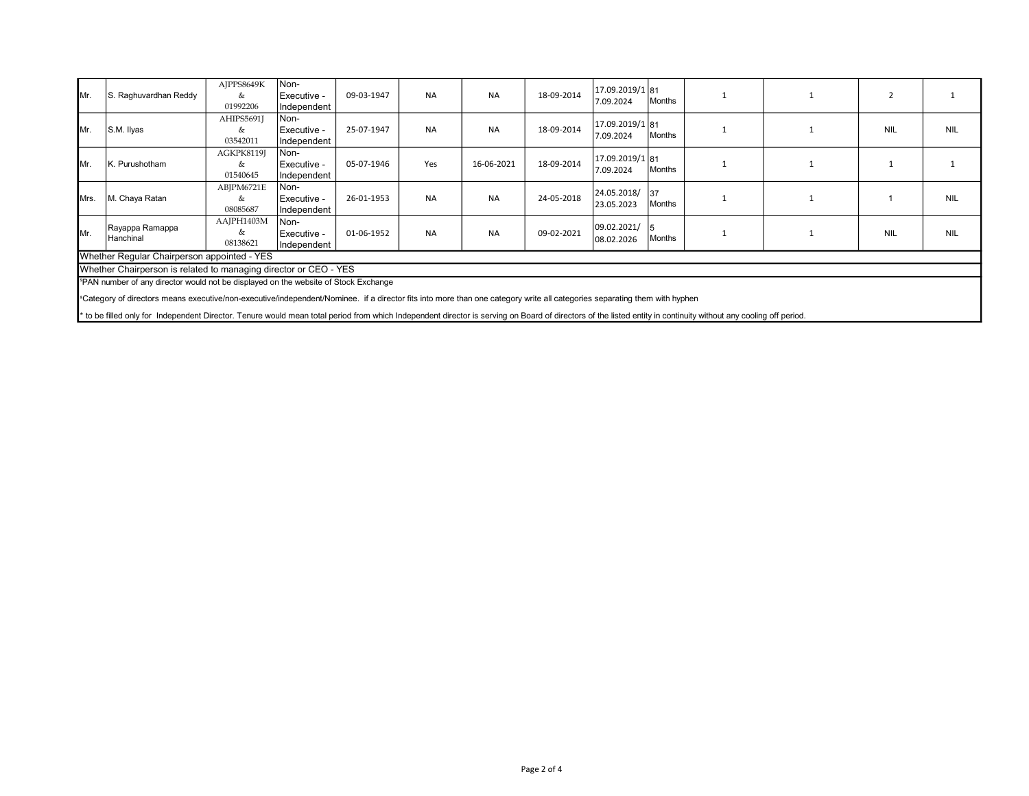| | | | | | | | | | | | | | |
|---|---|---|---|---|---|---|---|---|---|---|---|---|---|
| Mr. | S. Raghuvardhan Reddy | AJPPS8649K & 01992206 | Non-Executive - Independent | 09-03-1947 | NA | NA | 18-09-2014 | 17.09.2019/17.09.2024 | 81 Months | 1 | 1 | 2 | 1 |
| Mr. | S.M. Ilyas | AHIPS5691J & 03542011 | Non-Executive - Independent | 25-07-1947 | NA | NA | 18-09-2014 | 17.09.2019/17.09.2024 | 81 Months | 1 | 1 | NIL | NIL |
| Mr. | K. Purushotham | AGKPK8119J & 01540645 | Non-Executive - Independent | 05-07-1946 | Yes | 16-06-2021 | 18-09-2014 | 17.09.2019/17.09.2024 | 81 Months | 1 | 1 | 1 | 1 |
| Mrs. | M. Chaya Ratan | ABJPM6721E & 08085687 | Non-Executive - Independent | 26-01-1953 | NA | NA | 24-05-2018 | 24.05.2018/ 23.05.2023 | 37 Months | 1 | 1 | 1 | NIL |
| Mr. | Rayappa Ramappa Hanchinal | AAJPH1403M & 08138621 | Non-Executive - Independent | 01-06-1952 | NA | NA | 09-02-2021 | 09.02.2021/ 08.02.2026 | 5 Months | 1 | 1 | NIL | NIL |

Whether Regular Chairperson appointed - YES

Whether Chairperson is related to managing director or CEO - YES

[¹]PAN number of any director would not be displayed on the website of Stock Exchange

[²]Category of directors means executive/non-executive/independent/Nominee. if a director fits into more than one category write all categories separating them with hyphen

\* to be filled only for Independent Director. Tenure would mean total period from which Independent director is serving on Board of directors of the listed entity in continuity without any cooling off period.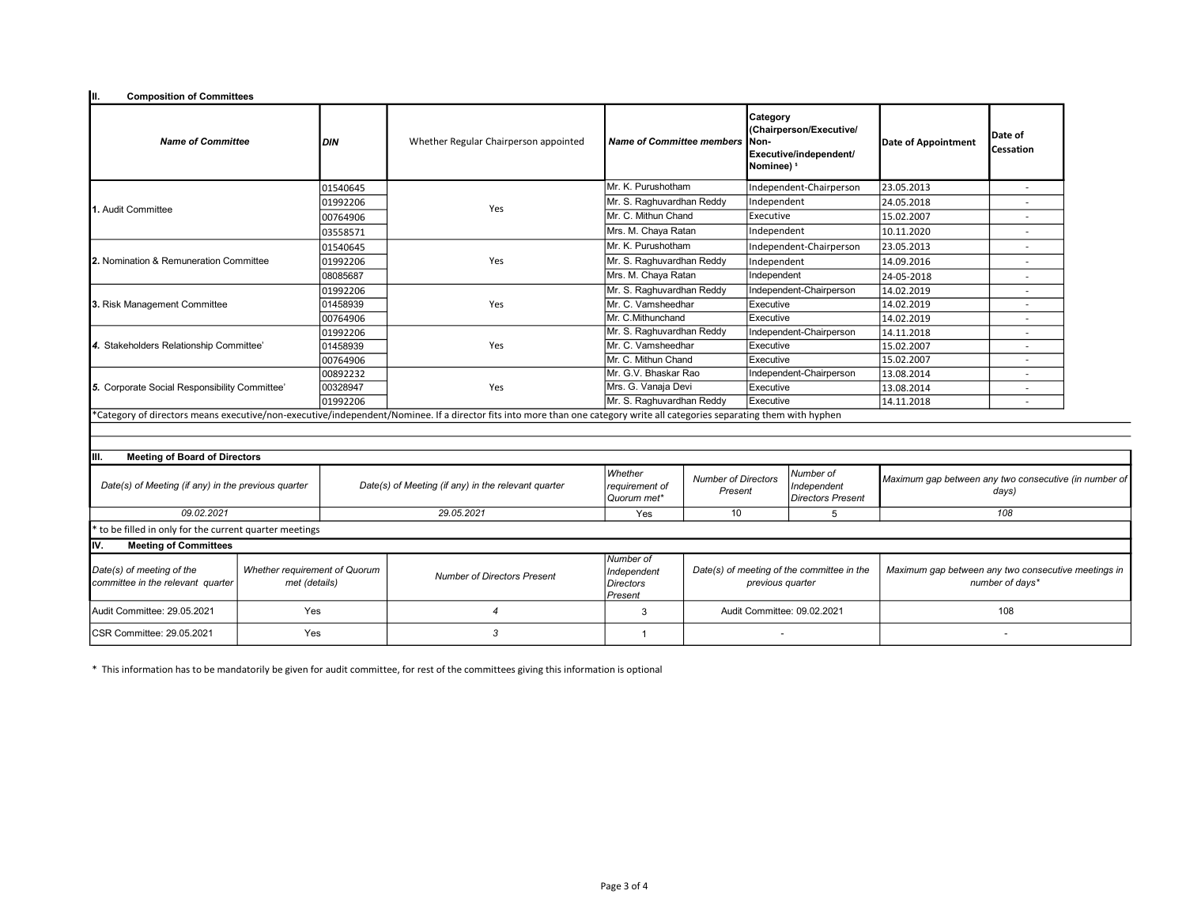## II. Composition of Committees

| *Name of Committee* | *DIN* | Whether Regular Chairperson appointed | *Name of Committee members* | Category (Chairperson/Executive/ Non-Executive/independent/ Nominee) [1] | Date of Appointment | Date of Cessation |
|---|---|---|---|---|---|---|
| **1.** Audit Committee | 01540645 | Yes | Mr. K. Purushotham | Independent-Chairperson | 23.05.2013 | - |
| | 01992206 | | Mr. S. Raghuvardhan Reddy | Independent | 24.05.2018 | - |
| | 00764906 | | Mr. C. Mithun Chand | Executive | 15.02.2007 | - |
| | 03558571 | | Mrs. M. Chaya Ratan | Independent | 10.11.2020 | - |
| **2.** Nomination & Remuneration Committee | 01540645 | Yes | Mr. K. Purushotham | Independent-Chairperson | 23.05.2013 | - |
| | 01992206 | | Mr. S. Raghuvardhan Reddy | Independent | 14.09.2016 | - |
| | 08085687 | | Mrs. M. Chaya Ratan | Independent | 24-05-2018 | - |
| **3.** Risk Management Committee | 01992206 | Yes | Mr. S. Raghuvardhan Reddy | Independent-Chairperson | 14.02.2019 | - |
| | 01458939 | | Mr. C. Vamsheedhar | Executive | 14.02.2019 | - |
| | 00764906 | | Mr. C.Mithunchand | Executive | 14.02.2019 | - |
| ***4.*** Stakeholders Relationship Committee' | 01992206 | Yes | Mr. S. Raghuvardhan Reddy | Independent-Chairperson | 14.11.2018 | - |
| | 01458939 | | Mr. C. Vamsheedhar | Executive | 15.02.2007 | - |
| | 00764906 | | Mr. C. Mithun Chand | Executive | 15.02.2007 | - |
| ***5.*** Corporate Social Responsibility Committee' | 00892232 | Yes | Mr. G.V. Bhaskar Rao | Independent-Chairperson | 13.08.2014 | - |
| | 00328947 | | Mrs. G. Vanaja Devi | Executive | 13.08.2014 | - |
| | 01992206 | | Mr. S. Raghuvardhan Reddy | Executive | 14.11.2018 | - |

*Category of directors means executive/non-executive/independent/Nominee. If a director fits into more than one category write all categories separating them with hyphen

## III. Meeting of Board of Directors

| *Date(s) of Meeting (if any) in the previous quarter* | *Date(s) of Meeting (if any) in the relevant quarter* | *Whether requirement of Quorum met** | *Number of Directors Present* | *Number of Independent Directors Present* | *Maximum gap between any two consecutive (in number of days)* |
|---|---|---|---|---|---|
| *09.02.2021* | *29.05.2021* | Yes | 10 | 5 | *108* |

* to be filled in only for the current quarter meetings

## IV. Meeting of Committees

| *Date(s) of meeting of the committee in the relevant quarter* | *Whether requirement of Quorum met (details)* | *Number of Directors Present* | *Number of Independent Directors Present* | *Date(s) of meeting of the committee in the previous quarter* | *Maximum gap between any two consecutive meetings in number of days** |
|---|---|---|---|---|---|
| Audit Committee: 29.05.2021 | Yes | *4* | 3 | Audit Committee: 09.02.2021 | 108 |
| CSR Committee: 29.05.2021 | Yes | *3* | 1 | - | - |

* This information has to be mandatorily be given for audit committee, for rest of the committees giving this information is optional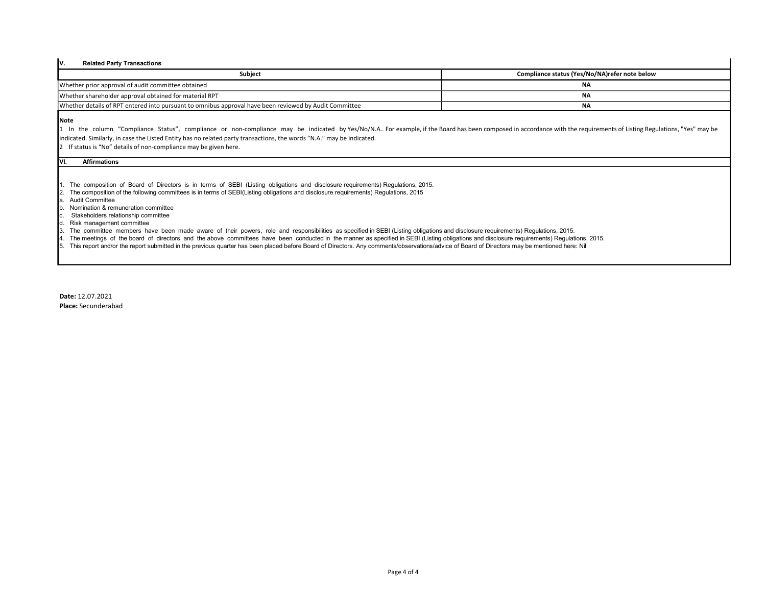## V. Related Party Transactions

| Subject | Compliance status (Yes/No/NA)refer note below |
|---|---|
| Whether prior approval of audit committee obtained | NA |
| Whether shareholder approval obtained for material RPT | NA |
| Whether details of RPT entered into pursuant to omnibus approval have been reviewed by Audit Committee | NA |

**Note**

1 In the column "Compliance Status", compliance or non-compliance may be indicated by Yes/No/N.A.. For example, if the Board has been composed in accordance with the requirements of Listing Regulations, "Yes" may be indicated. Similarly, in case the Listed Entity has no related party transactions, the words "N.A." may be indicated.

2 If status is "No" details of non-compliance may be given here.

## VI. Affirmations

1. The composition of Board of Directors is in terms of SEBI (Listing obligations and disclosure requirements) Regulations, 2015.
2. The composition of the following committees is in terms of SEBI(Listing obligations and disclosure requirements) Regulations, 2015

a. Audit Committee
b. Nomination & remuneration committee
c. Stakeholders relationship committee
d. Risk management committee

3. The committee members have been made aware of their powers, role and responsibilities as specified in SEBI (Listing obligations and disclosure requirements) Regulations, 2015.
4. The meetings of the board of directors and the above committees have been conducted in the manner as specified in SEBI (Listing obligations and disclosure requirements) Regulations, 2015.
5. This report and/or the report submitted in the previous quarter has been placed before Board of Directors. Any comments/observations/advice of Board of Directors may be mentioned here: Nil

**Date:** 12.07.2021
**Place:** Secunderabad